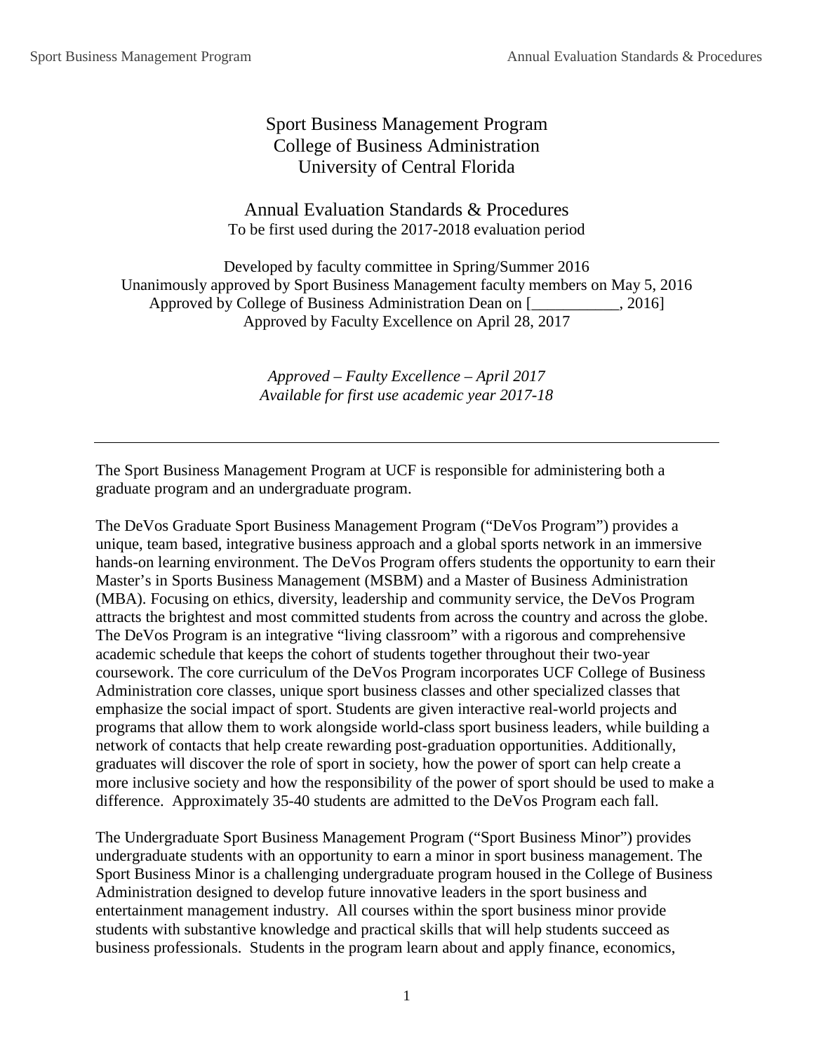# Sport Business Management Program
## College of Business Administration
## University of Central Florida

## Annual Evaluation Standards & Procedures

To be first used during the 2017-2018 evaluation period

Developed by faculty committee in Spring/Summer 2016
Unanimously approved by Sport Business Management faculty members on May 5, 2016
Approved by College of Business Administration Dean on [___________, 2016]
Approved by Faculty Excellence on April 28, 2017

*Approved – Faulty Excellence – April 2017*
*Available for first use academic year 2017-18*

---

The Sport Business Management Program at UCF is responsible for administering both a graduate program and an undergraduate program.

The DeVos Graduate Sport Business Management Program ("DeVos Program") provides a unique, team based, integrative business approach and a global sports network in an immersive hands-on learning environment. The DeVos Program offers students the opportunity to earn their Master's in Sports Business Management (MSBM) and a Master of Business Administration (MBA). Focusing on ethics, diversity, leadership and community service, the DeVos Program attracts the brightest and most committed students from across the country and across the globe. The DeVos Program is an integrative "living classroom" with a rigorous and comprehensive academic schedule that keeps the cohort of students together throughout their two-year coursework. The core curriculum of the DeVos Program incorporates UCF College of Business Administration core classes, unique sport business classes and other specialized classes that emphasize the social impact of sport. Students are given interactive real-world projects and programs that allow them to work alongside world-class sport business leaders, while building a network of contacts that help create rewarding post-graduation opportunities. Additionally, graduates will discover the role of sport in society, how the power of sport can help create a more inclusive society and how the responsibility of the power of sport should be used to make a difference. Approximately 35-40 students are admitted to the DeVos Program each fall.

The Undergraduate Sport Business Management Program ("Sport Business Minor") provides undergraduate students with an opportunity to earn a minor in sport business management. The Sport Business Minor is a challenging undergraduate program housed in the College of Business Administration designed to develop future innovative leaders in the sport business and entertainment management industry. All courses within the sport business minor provide students with substantive knowledge and practical skills that will help students succeed as business professionals. Students in the program learn about and apply finance, economics,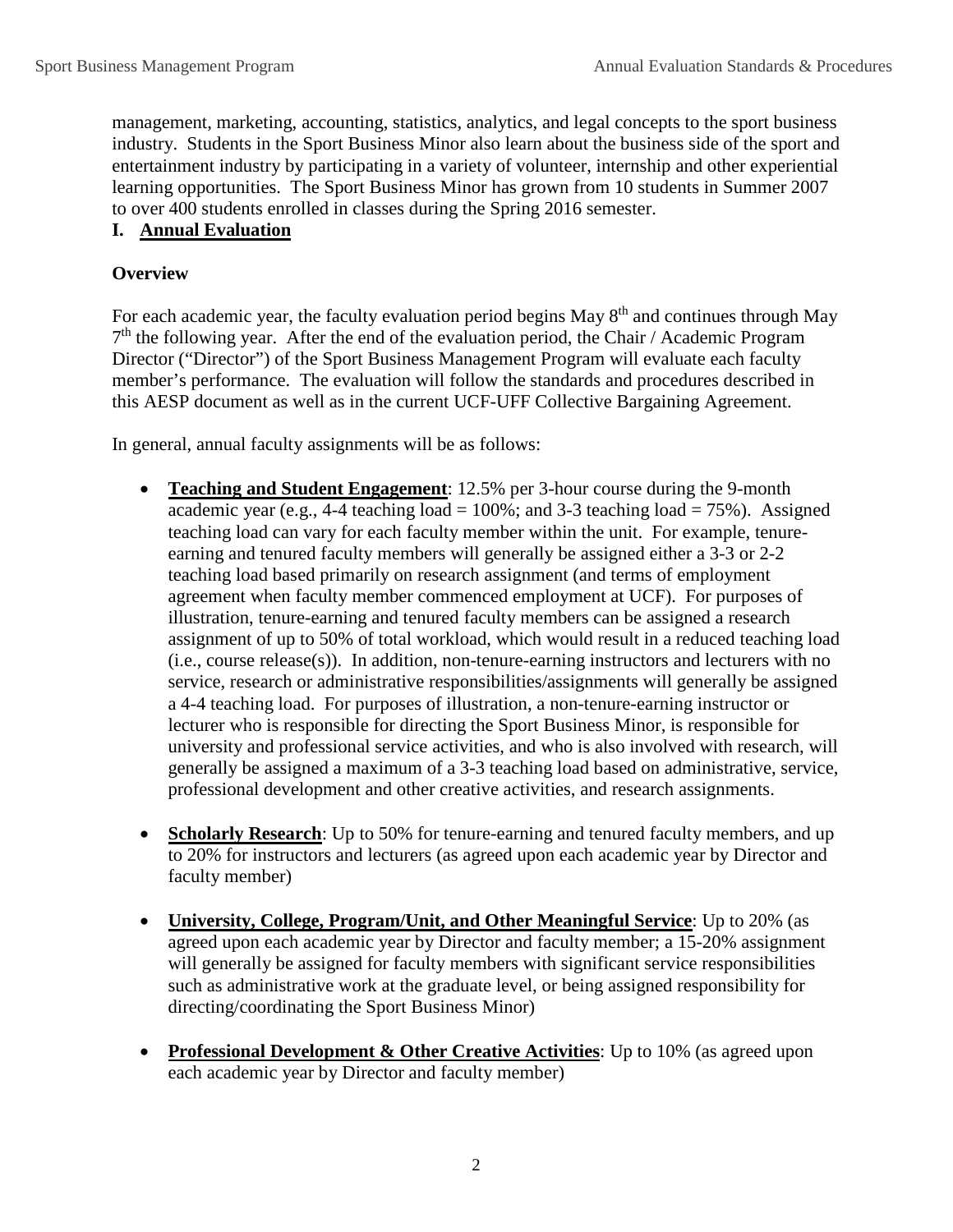management, marketing, accounting, statistics, analytics, and legal concepts to the sport business industry. Students in the Sport Business Minor also learn about the business side of the sport and entertainment industry by participating in a variety of volunteer, internship and other experiential learning opportunities. The Sport Business Minor has grown from 10 students in Summer 2007 to over 400 students enrolled in classes during the Spring 2016 semester.

## I. Annual Evaluation

### Overview

For each academic year, the faculty evaluation period begins May 8th and continues through May 7th the following year. After the end of the evaluation period, the Chair / Academic Program Director ("Director") of the Sport Business Management Program will evaluate each faculty member's performance. The evaluation will follow the standards and procedures described in this AESP document as well as in the current UCF-UFF Collective Bargaining Agreement.

In general, annual faculty assignments will be as follows:

- **Teaching and Student Engagement**: 12.5% per 3-hour course during the 9-month academic year (e.g., 4-4 teaching load = 100%; and 3-3 teaching load = 75%). Assigned teaching load can vary for each faculty member within the unit. For example, tenure-earning and tenured faculty members will generally be assigned either a 3-3 or 2-2 teaching load based primarily on research assignment (and terms of employment agreement when faculty member commenced employment at UCF). For purposes of illustration, tenure-earning and tenured faculty members can be assigned a research assignment of up to 50% of total workload, which would result in a reduced teaching load (i.e., course release(s)). In addition, non-tenure-earning instructors and lecturers with no service, research or administrative responsibilities/assignments will generally be assigned a 4-4 teaching load. For purposes of illustration, a non-tenure-earning instructor or lecturer who is responsible for directing the Sport Business Minor, is responsible for university and professional service activities, and who is also involved with research, will generally be assigned a maximum of a 3-3 teaching load based on administrative, service, professional development and other creative activities, and research assignments.

- **Scholarly Research**: Up to 50% for tenure-earning and tenured faculty members, and up to 20% for instructors and lecturers (as agreed upon each academic year by Director and faculty member)

- **University, College, Program/Unit, and Other Meaningful Service**: Up to 20% (as agreed upon each academic year by Director and faculty member; a 15-20% assignment will generally be assigned for faculty members with significant service responsibilities such as administrative work at the graduate level, or being assigned responsibility for directing/coordinating the Sport Business Minor)

- **Professional Development & Other Creative Activities**: Up to 10% (as agreed upon each academic year by Director and faculty member)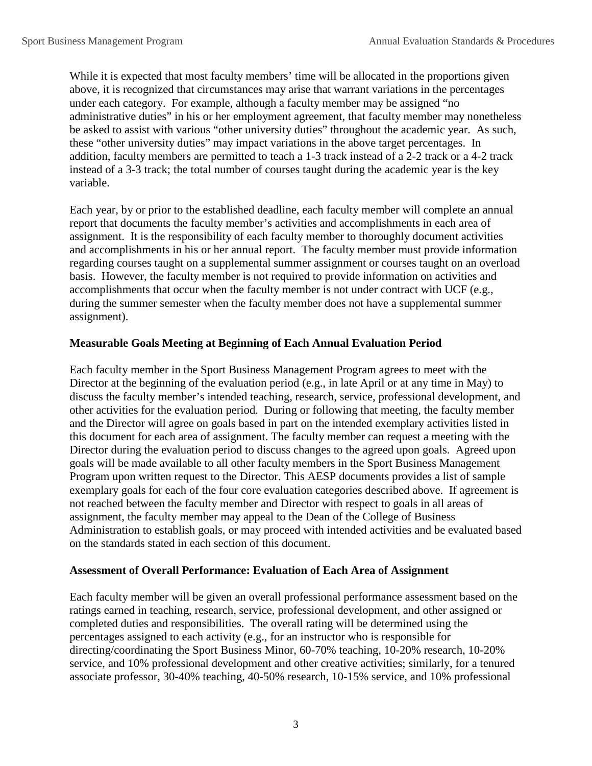While it is expected that most faculty members' time will be allocated in the proportions given above, it is recognized that circumstances may arise that warrant variations in the percentages under each category. For example, although a faculty member may be assigned "no administrative duties" in his or her employment agreement, that faculty member may nonetheless be asked to assist with various "other university duties" throughout the academic year. As such, these "other university duties" may impact variations in the above target percentages. In addition, faculty members are permitted to teach a 1-3 track instead of a 2-2 track or a 4-2 track instead of a 3-3 track; the total number of courses taught during the academic year is the key variable.

Each year, by or prior to the established deadline, each faculty member will complete an annual report that documents the faculty member's activities and accomplishments in each area of assignment. It is the responsibility of each faculty member to thoroughly document activities and accomplishments in his or her annual report. The faculty member must provide information regarding courses taught on a supplemental summer assignment or courses taught on an overload basis. However, the faculty member is not required to provide information on activities and accomplishments that occur when the faculty member is not under contract with UCF (e.g., during the summer semester when the faculty member does not have a supplemental summer assignment).

**Measurable Goals Meeting at Beginning of Each Annual Evaluation Period**

Each faculty member in the Sport Business Management Program agrees to meet with the Director at the beginning of the evaluation period (e.g., in late April or at any time in May) to discuss the faculty member's intended teaching, research, service, professional development, and other activities for the evaluation period. During or following that meeting, the faculty member and the Director will agree on goals based in part on the intended exemplary activities listed in this document for each area of assignment. The faculty member can request a meeting with the Director during the evaluation period to discuss changes to the agreed upon goals. Agreed upon goals will be made available to all other faculty members in the Sport Business Management Program upon written request to the Director. This AESP documents provides a list of sample exemplary goals for each of the four core evaluation categories described above. If agreement is not reached between the faculty member and Director with respect to goals in all areas of assignment, the faculty member may appeal to the Dean of the College of Business Administration to establish goals, or may proceed with intended activities and be evaluated based on the standards stated in each section of this document.

**Assessment of Overall Performance: Evaluation of Each Area of Assignment**

Each faculty member will be given an overall professional performance assessment based on the ratings earned in teaching, research, service, professional development, and other assigned or completed duties and responsibilities. The overall rating will be determined using the percentages assigned to each activity (e.g., for an instructor who is responsible for directing/coordinating the Sport Business Minor, 60-70% teaching, 10-20% research, 10-20% service, and 10% professional development and other creative activities; similarly, for a tenured associate professor, 30-40% teaching, 40-50% research, 10-15% service, and 10% professional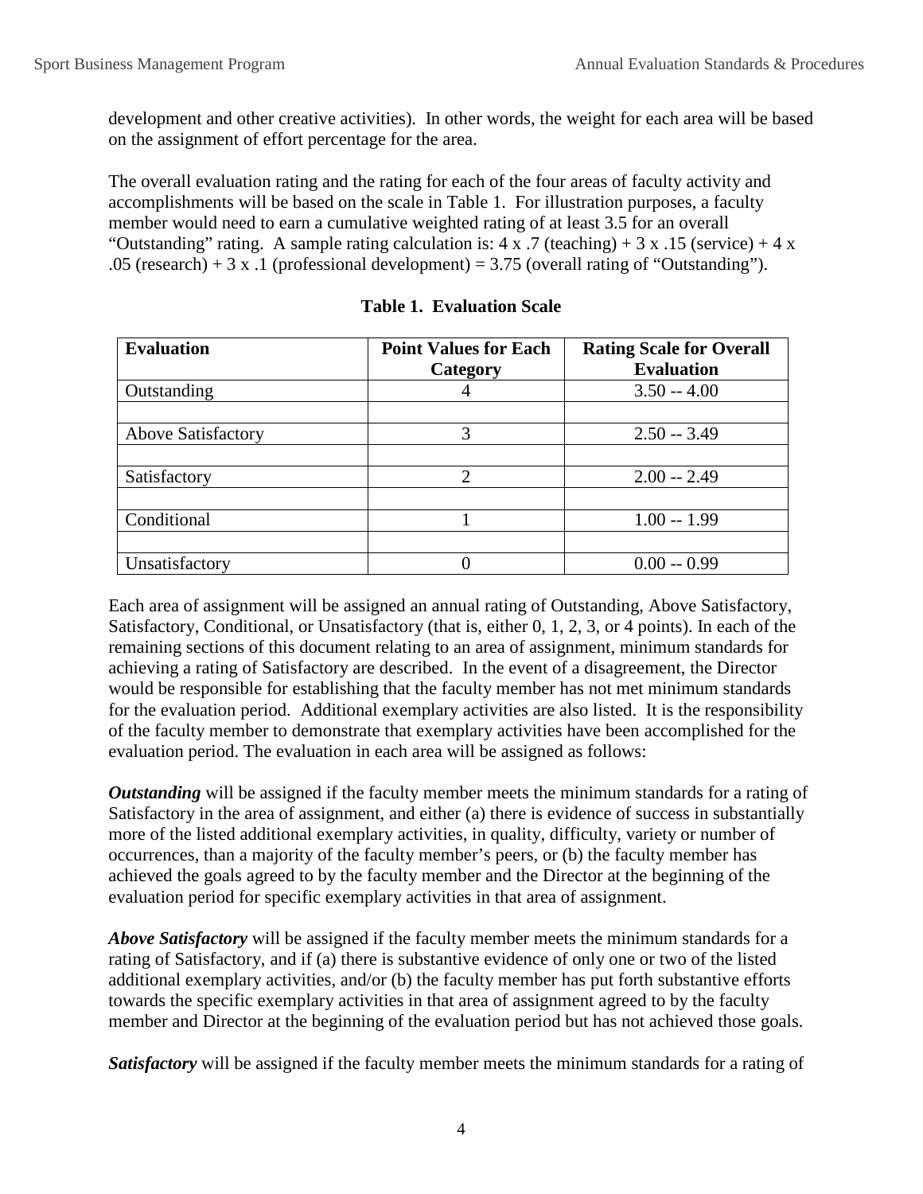development and other creative activities). In other words, the weight for each area will be based on the assignment of effort percentage for the area.

The overall evaluation rating and the rating for each of the four areas of faculty activity and accomplishments will be based on the scale in Table 1. For illustration purposes, a faculty member would need to earn a cumulative weighted rating of at least 3.5 for an overall "Outstanding" rating. A sample rating calculation is: 4 x .7 (teaching) + 3 x .15 (service) + 4 x .05 (research) + 3 x .1 (professional development) = 3.75 (overall rating of "Outstanding").

**Table 1. Evaluation Scale**

| Evaluation | Point Values for Each Category | Rating Scale for Overall Evaluation |
|---|---|---|
| Outstanding | 4 | 3.50 -- 4.00 |
| | | |
| Above Satisfactory | 3 | 2.50 -- 3.49 |
| | | |
| Satisfactory | 2 | 2.00 -- 2.49 |
| | | |
| Conditional | 1 | 1.00 -- 1.99 |
| | | |
| Unsatisfactory | 0 | 0.00 -- 0.99 |

Each area of assignment will be assigned an annual rating of Outstanding, Above Satisfactory, Satisfactory, Conditional, or Unsatisfactory (that is, either 0, 1, 2, 3, or 4 points). In each of the remaining sections of this document relating to an area of assignment, minimum standards for achieving a rating of Satisfactory are described. In the event of a disagreement, the Director would be responsible for establishing that the faculty member has not met minimum standards for the evaluation period. Additional exemplary activities are also listed. It is the responsibility of the faculty member to demonstrate that exemplary activities have been accomplished for the evaluation period. The evaluation in each area will be assigned as follows:

***Outstanding*** will be assigned if the faculty member meets the minimum standards for a rating of Satisfactory in the area of assignment, and either (a) there is evidence of success in substantially more of the listed additional exemplary activities, in quality, difficulty, variety or number of occurrences, than a majority of the faculty member's peers, or (b) the faculty member has achieved the goals agreed to by the faculty member and the Director at the beginning of the evaluation period for specific exemplary activities in that area of assignment.

***Above Satisfactory*** will be assigned if the faculty member meets the minimum standards for a rating of Satisfactory, and if (a) there is substantive evidence of only one or two of the listed additional exemplary activities, and/or (b) the faculty member has put forth substantive efforts towards the specific exemplary activities in that area of assignment agreed to by the faculty member and Director at the beginning of the evaluation period but has not achieved those goals.

***Satisfactory*** will be assigned if the faculty member meets the minimum standards for a rating of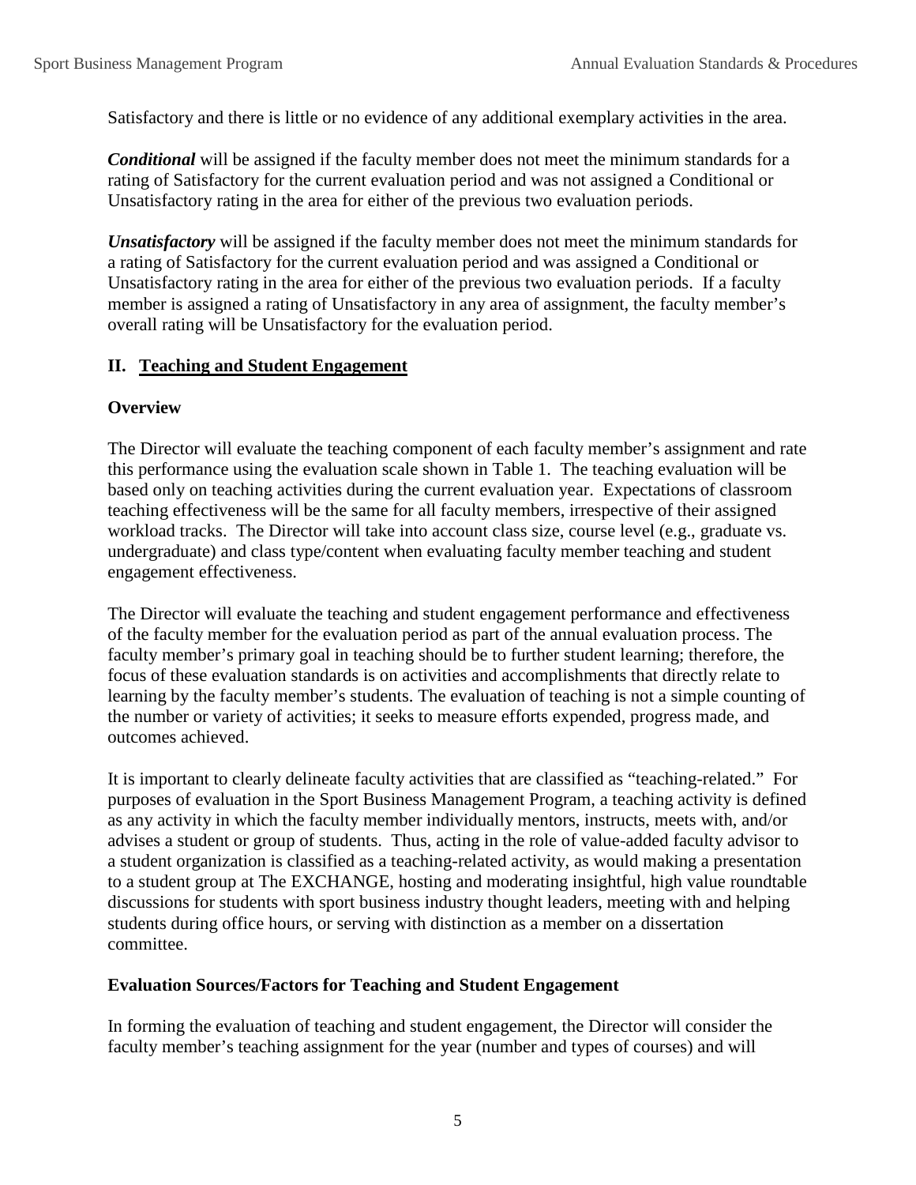Satisfactory and there is little or no evidence of any additional exemplary activities in the area.

***Conditional*** will be assigned if the faculty member does not meet the minimum standards for a rating of Satisfactory for the current evaluation period and was not assigned a Conditional or Unsatisfactory rating in the area for either of the previous two evaluation periods.

***Unsatisfactory*** will be assigned if the faculty member does not meet the minimum standards for a rating of Satisfactory for the current evaluation period and was assigned a Conditional or Unsatisfactory rating in the area for either of the previous two evaluation periods. If a faculty member is assigned a rating of Unsatisfactory in any area of assignment, the faculty member's overall rating will be Unsatisfactory for the evaluation period.

## II. Teaching and Student Engagement

### Overview

The Director will evaluate the teaching component of each faculty member's assignment and rate this performance using the evaluation scale shown in Table 1. The teaching evaluation will be based only on teaching activities during the current evaluation year. Expectations of classroom teaching effectiveness will be the same for all faculty members, irrespective of their assigned workload tracks. The Director will take into account class size, course level (e.g., graduate vs. undergraduate) and class type/content when evaluating faculty member teaching and student engagement effectiveness.

The Director will evaluate the teaching and student engagement performance and effectiveness of the faculty member for the evaluation period as part of the annual evaluation process. The faculty member's primary goal in teaching should be to further student learning; therefore, the focus of these evaluation standards is on activities and accomplishments that directly relate to learning by the faculty member's students. The evaluation of teaching is not a simple counting of the number or variety of activities; it seeks to measure efforts expended, progress made, and outcomes achieved.

It is important to clearly delineate faculty activities that are classified as "teaching-related." For purposes of evaluation in the Sport Business Management Program, a teaching activity is defined as any activity in which the faculty member individually mentors, instructs, meets with, and/or advises a student or group of students. Thus, acting in the role of value-added faculty advisor to a student organization is classified as a teaching-related activity, as would making a presentation to a student group at The EXCHANGE, hosting and moderating insightful, high value roundtable discussions for students with sport business industry thought leaders, meeting with and helping students during office hours, or serving with distinction as a member on a dissertation committee.

### Evaluation Sources/Factors for Teaching and Student Engagement

In forming the evaluation of teaching and student engagement, the Director will consider the faculty member's teaching assignment for the year (number and types of courses) and will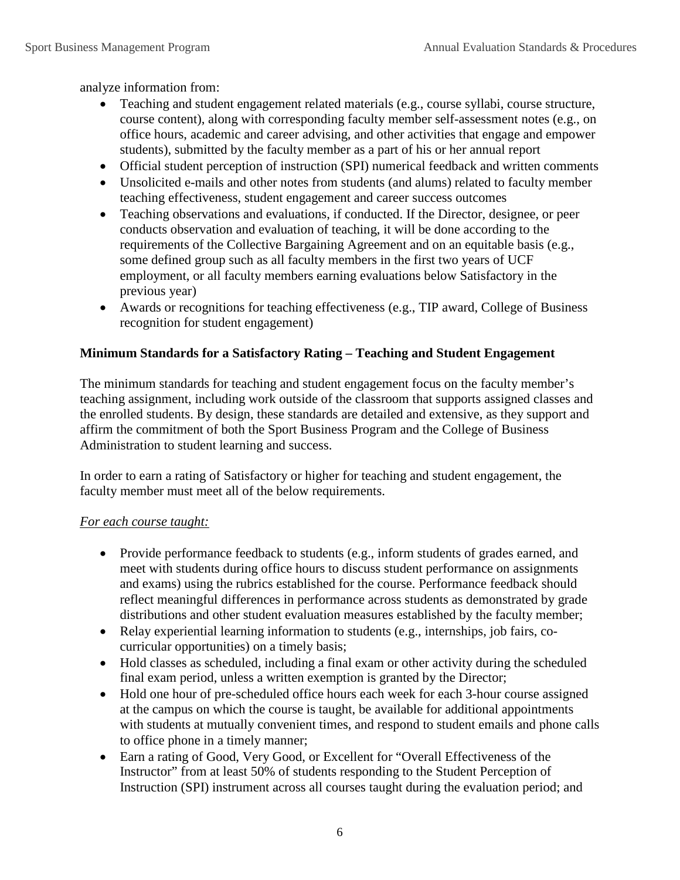analyze information from:

- Teaching and student engagement related materials (e.g., course syllabi, course structure, course content), along with corresponding faculty member self-assessment notes (e.g., on office hours, academic and career advising, and other activities that engage and empower students), submitted by the faculty member as a part of his or her annual report
- Official student perception of instruction (SPI) numerical feedback and written comments
- Unsolicited e-mails and other notes from students (and alums) related to faculty member teaching effectiveness, student engagement and career success outcomes
- Teaching observations and evaluations, if conducted. If the Director, designee, or peer conducts observation and evaluation of teaching, it will be done according to the requirements of the Collective Bargaining Agreement and on an equitable basis (e.g., some defined group such as all faculty members in the first two years of UCF employment, or all faculty members earning evaluations below Satisfactory in the previous year)
- Awards or recognitions for teaching effectiveness (e.g., TIP award, College of Business recognition for student engagement)

**Minimum Standards for a Satisfactory Rating – Teaching and Student Engagement**

The minimum standards for teaching and student engagement focus on the faculty member's teaching assignment, including work outside of the classroom that supports assigned classes and the enrolled students. By design, these standards are detailed and extensive, as they support and affirm the commitment of both the Sport Business Program and the College of Business Administration to student learning and success.

In order to earn a rating of Satisfactory or higher for teaching and student engagement, the faculty member must meet all of the below requirements.

*For each course taught:*

- Provide performance feedback to students (e.g., inform students of grades earned, and meet with students during office hours to discuss student performance on assignments and exams) using the rubrics established for the course. Performance feedback should reflect meaningful differences in performance across students as demonstrated by grade distributions and other student evaluation measures established by the faculty member;
- Relay experiential learning information to students (e.g., internships, job fairs, co-curricular opportunities) on a timely basis;
- Hold classes as scheduled, including a final exam or other activity during the scheduled final exam period, unless a written exemption is granted by the Director;
- Hold one hour of pre-scheduled office hours each week for each 3-hour course assigned at the campus on which the course is taught, be available for additional appointments with students at mutually convenient times, and respond to student emails and phone calls to office phone in a timely manner;
- Earn a rating of Good, Very Good, or Excellent for "Overall Effectiveness of the Instructor" from at least 50% of students responding to the Student Perception of Instruction (SPI) instrument across all courses taught during the evaluation period; and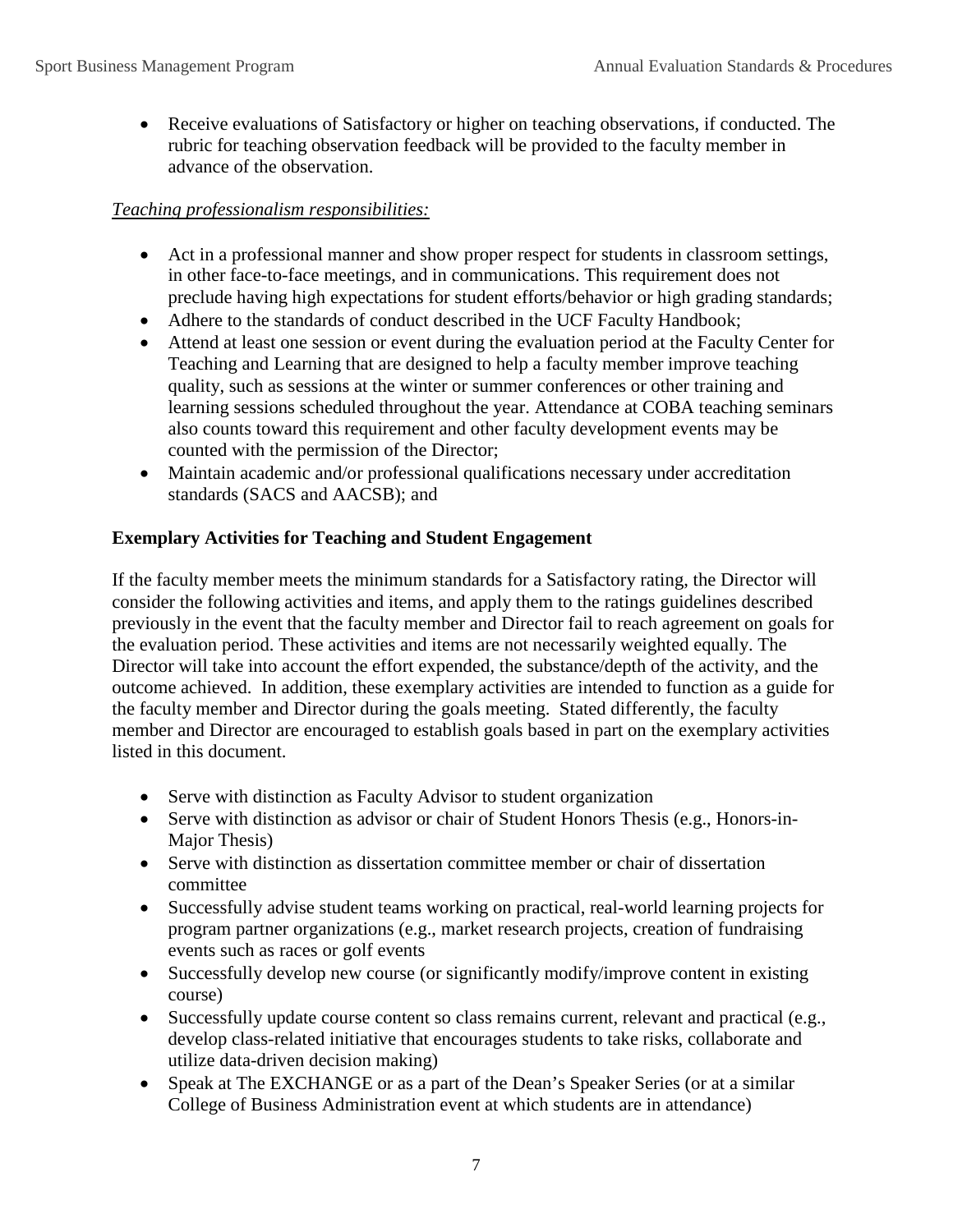- Receive evaluations of Satisfactory or higher on teaching observations, if conducted. The rubric for teaching observation feedback will be provided to the faculty member in advance of the observation.

*Teaching professionalism responsibilities:*

- Act in a professional manner and show proper respect for students in classroom settings, in other face-to-face meetings, and in communications. This requirement does not preclude having high expectations for student efforts/behavior or high grading standards;
- Adhere to the standards of conduct described in the UCF Faculty Handbook;
- Attend at least one session or event during the evaluation period at the Faculty Center for Teaching and Learning that are designed to help a faculty member improve teaching quality, such as sessions at the winter or summer conferences or other training and learning sessions scheduled throughout the year. Attendance at COBA teaching seminars also counts toward this requirement and other faculty development events may be counted with the permission of the Director;
- Maintain academic and/or professional qualifications necessary under accreditation standards (SACS and AACSB); and

**Exemplary Activities for Teaching and Student Engagement**

If the faculty member meets the minimum standards for a Satisfactory rating, the Director will consider the following activities and items, and apply them to the ratings guidelines described previously in the event that the faculty member and Director fail to reach agreement on goals for the evaluation period. These activities and items are not necessarily weighted equally. The Director will take into account the effort expended, the substance/depth of the activity, and the outcome achieved. In addition, these exemplary activities are intended to function as a guide for the faculty member and Director during the goals meeting. Stated differently, the faculty member and Director are encouraged to establish goals based in part on the exemplary activities listed in this document.

- Serve with distinction as Faculty Advisor to student organization
- Serve with distinction as advisor or chair of Student Honors Thesis (e.g., Honors-in-Major Thesis)
- Serve with distinction as dissertation committee member or chair of dissertation committee
- Successfully advise student teams working on practical, real-world learning projects for program partner organizations (e.g., market research projects, creation of fundraising events such as races or golf events
- Successfully develop new course (or significantly modify/improve content in existing course)
- Successfully update course content so class remains current, relevant and practical (e.g., develop class-related initiative that encourages students to take risks, collaborate and utilize data-driven decision making)
- Speak at The EXCHANGE or as a part of the Dean's Speaker Series (or at a similar College of Business Administration event at which students are in attendance)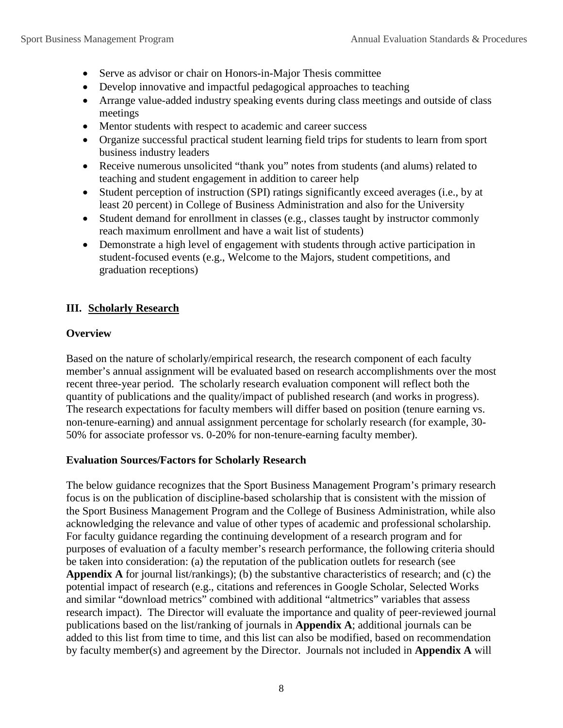- Serve as advisor or chair on Honors-in-Major Thesis committee
- Develop innovative and impactful pedagogical approaches to teaching
- Arrange value-added industry speaking events during class meetings and outside of class meetings
- Mentor students with respect to academic and career success
- Organize successful practical student learning field trips for students to learn from sport business industry leaders
- Receive numerous unsolicited "thank you" notes from students (and alums) related to teaching and student engagement in addition to career help
- Student perception of instruction (SPI) ratings significantly exceed averages (i.e., by at least 20 percent) in College of Business Administration and also for the University
- Student demand for enrollment in classes (e.g., classes taught by instructor commonly reach maximum enrollment and have a wait list of students)
- Demonstrate a high level of engagement with students through active participation in student-focused events (e.g., Welcome to the Majors, student competitions, and graduation receptions)

## III. Scholarly Research

### Overview

Based on the nature of scholarly/empirical research, the research component of each faculty member's annual assignment will be evaluated based on research accomplishments over the most recent three-year period. The scholarly research evaluation component will reflect both the quantity of publications and the quality/impact of published research (and works in progress). The research expectations for faculty members will differ based on position (tenure earning vs. non-tenure-earning) and annual assignment percentage for scholarly research (for example, 30-50% for associate professor vs. 0-20% for non-tenure-earning faculty member).

### Evaluation Sources/Factors for Scholarly Research

The below guidance recognizes that the Sport Business Management Program's primary research focus is on the publication of discipline-based scholarship that is consistent with the mission of the Sport Business Management Program and the College of Business Administration, while also acknowledging the relevance and value of other types of academic and professional scholarship. For faculty guidance regarding the continuing development of a research program and for purposes of evaluation of a faculty member's research performance, the following criteria should be taken into consideration: (a) the reputation of the publication outlets for research (see **Appendix A** for journal list/rankings); (b) the substantive characteristics of research; and (c) the potential impact of research (e.g., citations and references in Google Scholar, Selected Works and similar "download metrics" combined with additional "altmetrics" variables that assess research impact). The Director will evaluate the importance and quality of peer-reviewed journal publications based on the list/ranking of journals in **Appendix A**; additional journals can be added to this list from time to time, and this list can also be modified, based on recommendation by faculty member(s) and agreement by the Director. Journals not included in **Appendix A** will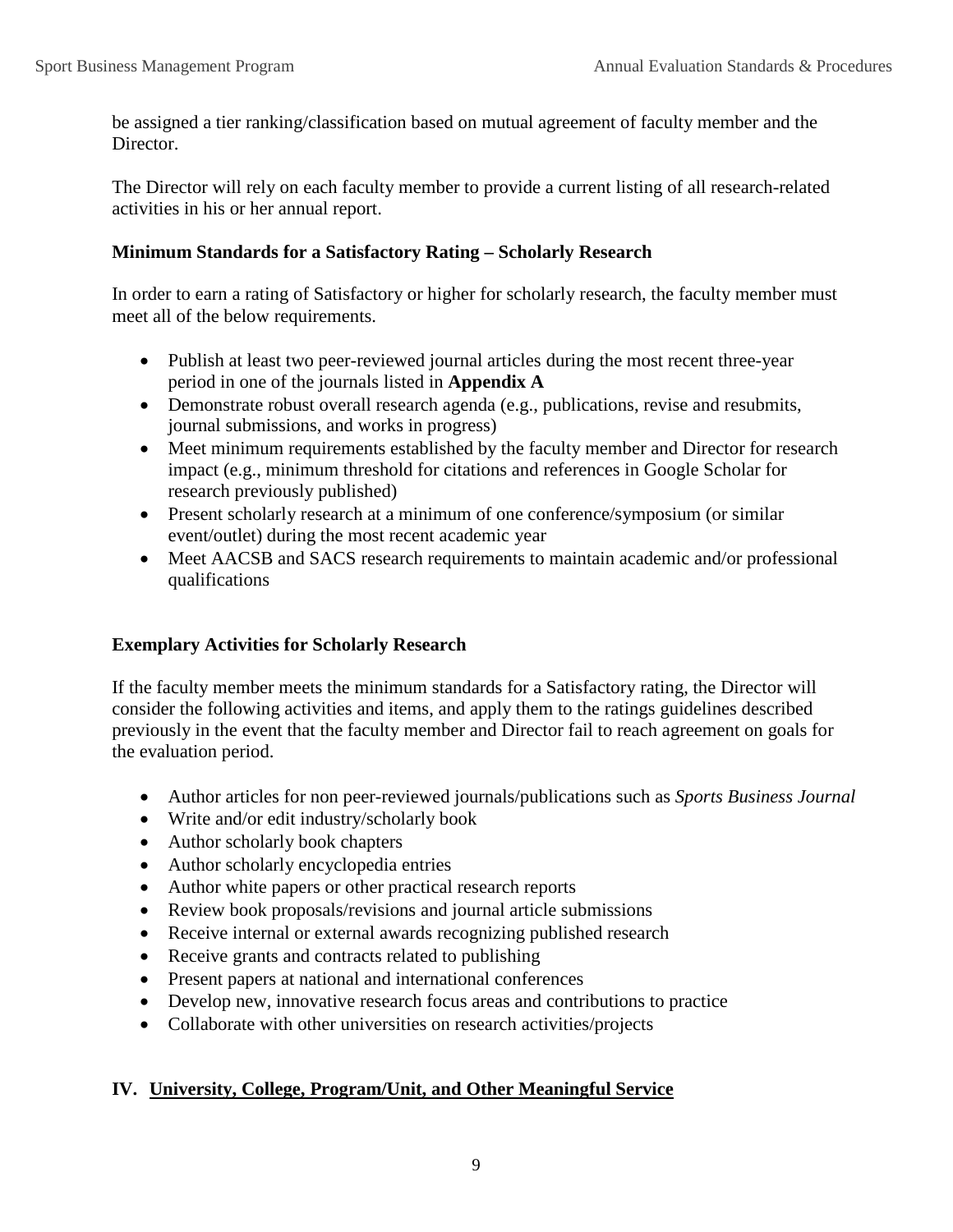be assigned a tier ranking/classification based on mutual agreement of faculty member and the Director.

The Director will rely on each faculty member to provide a current listing of all research-related activities in his or her annual report.

**Minimum Standards for a Satisfactory Rating – Scholarly Research**

In order to earn a rating of Satisfactory or higher for scholarly research, the faculty member must meet all of the below requirements.

- Publish at least two peer-reviewed journal articles during the most recent three-year period in one of the journals listed in **Appendix A**
- Demonstrate robust overall research agenda (e.g., publications, revise and resubmits, journal submissions, and works in progress)
- Meet minimum requirements established by the faculty member and Director for research impact (e.g., minimum threshold for citations and references in Google Scholar for research previously published)
- Present scholarly research at a minimum of one conference/symposium (or similar event/outlet) during the most recent academic year
- Meet AACSB and SACS research requirements to maintain academic and/or professional qualifications

**Exemplary Activities for Scholarly Research**

If the faculty member meets the minimum standards for a Satisfactory rating, the Director will consider the following activities and items, and apply them to the ratings guidelines described previously in the event that the faculty member and Director fail to reach agreement on goals for the evaluation period.

- Author articles for non peer-reviewed journals/publications such as *Sports Business Journal*
- Write and/or edit industry/scholarly book
- Author scholarly book chapters
- Author scholarly encyclopedia entries
- Author white papers or other practical research reports
- Review book proposals/revisions and journal article submissions
- Receive internal or external awards recognizing published research
- Receive grants and contracts related to publishing
- Present papers at national and international conferences
- Develop new, innovative research focus areas and contributions to practice
- Collaborate with other universities on research activities/projects

## IV. University, College, Program/Unit, and Other Meaningful Service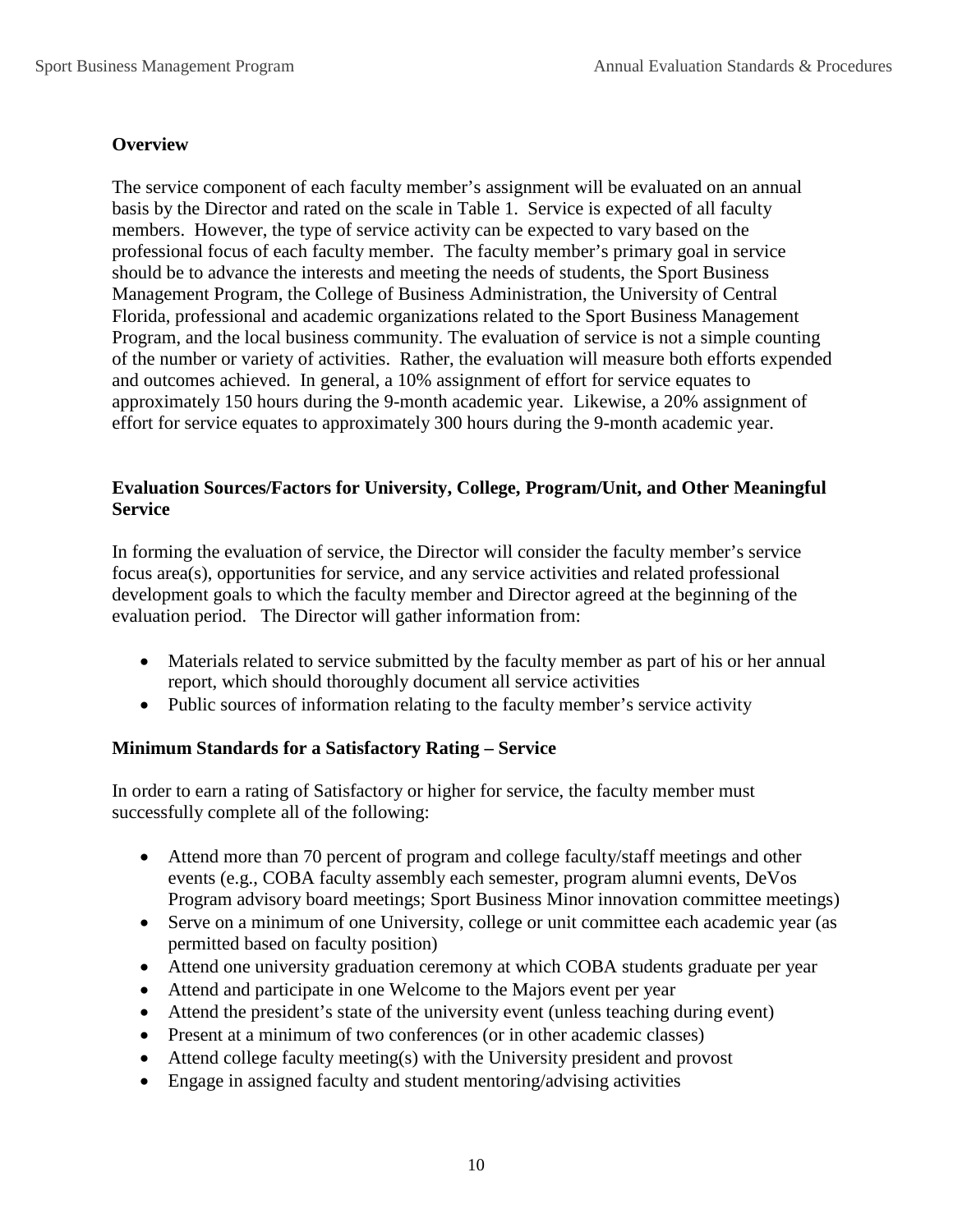## Overview

The service component of each faculty member's assignment will be evaluated on an annual basis by the Director and rated on the scale in Table 1. Service is expected of all faculty members. However, the type of service activity can be expected to vary based on the professional focus of each faculty member. The faculty member's primary goal in service should be to advance the interests and meeting the needs of students, the Sport Business Management Program, the College of Business Administration, the University of Central Florida, professional and academic organizations related to the Sport Business Management Program, and the local business community. The evaluation of service is not a simple counting of the number or variety of activities. Rather, the evaluation will measure both efforts expended and outcomes achieved. In general, a 10% assignment of effort for service equates to approximately 150 hours during the 9-month academic year. Likewise, a 20% assignment of effort for service equates to approximately 300 hours during the 9-month academic year.

## Evaluation Sources/Factors for University, College, Program/Unit, and Other Meaningful Service

In forming the evaluation of service, the Director will consider the faculty member's service focus area(s), opportunities for service, and any service activities and related professional development goals to which the faculty member and Director agreed at the beginning of the evaluation period. The Director will gather information from:

- Materials related to service submitted by the faculty member as part of his or her annual report, which should thoroughly document all service activities
- Public sources of information relating to the faculty member's service activity

## Minimum Standards for a Satisfactory Rating – Service

In order to earn a rating of Satisfactory or higher for service, the faculty member must successfully complete all of the following:

- Attend more than 70 percent of program and college faculty/staff meetings and other events (e.g., COBA faculty assembly each semester, program alumni events, DeVos Program advisory board meetings; Sport Business Minor innovation committee meetings)
- Serve on a minimum of one University, college or unit committee each academic year (as permitted based on faculty position)
- Attend one university graduation ceremony at which COBA students graduate per year
- Attend and participate in one Welcome to the Majors event per year
- Attend the president's state of the university event (unless teaching during event)
- Present at a minimum of two conferences (or in other academic classes)
- Attend college faculty meeting(s) with the University president and provost
- Engage in assigned faculty and student mentoring/advising activities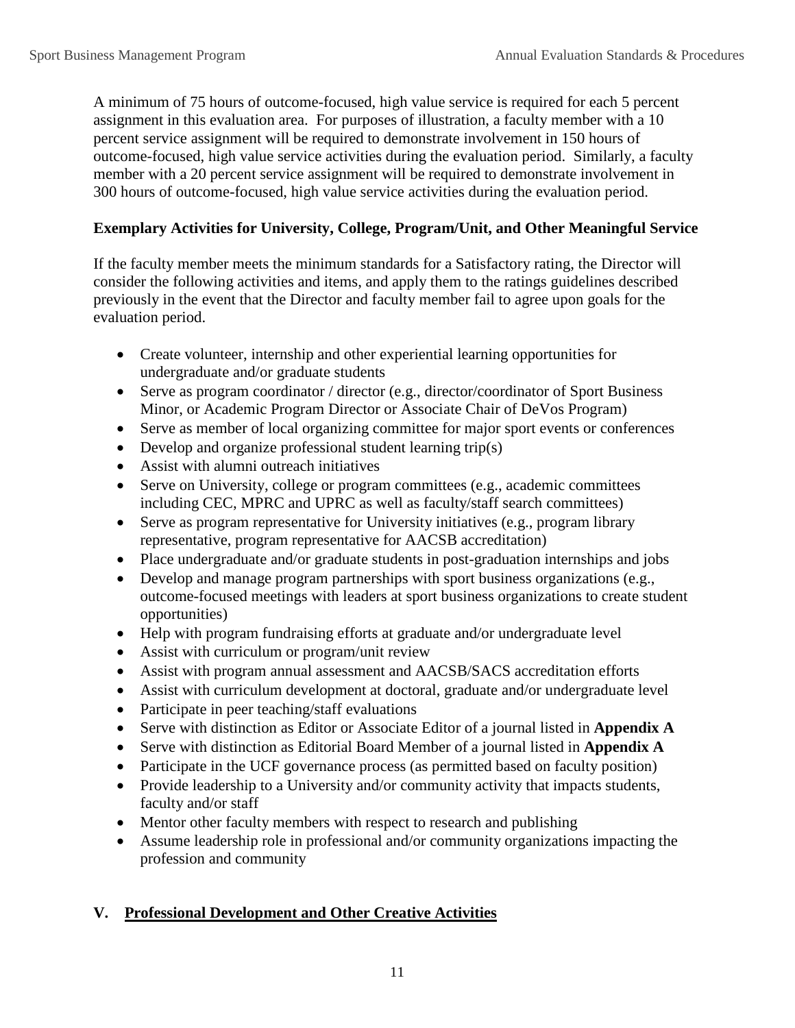A minimum of 75 hours of outcome-focused, high value service is required for each 5 percent assignment in this evaluation area. For purposes of illustration, a faculty member with a 10 percent service assignment will be required to demonstrate involvement in 150 hours of outcome-focused, high value service activities during the evaluation period. Similarly, a faculty member with a 20 percent service assignment will be required to demonstrate involvement in 300 hours of outcome-focused, high value service activities during the evaluation period.

**Exemplary Activities for University, College, Program/Unit, and Other Meaningful Service**

If the faculty member meets the minimum standards for a Satisfactory rating, the Director will consider the following activities and items, and apply them to the ratings guidelines described previously in the event that the Director and faculty member fail to agree upon goals for the evaluation period.

- Create volunteer, internship and other experiential learning opportunities for undergraduate and/or graduate students
- Serve as program coordinator / director (e.g., director/coordinator of Sport Business Minor, or Academic Program Director or Associate Chair of DeVos Program)
- Serve as member of local organizing committee for major sport events or conferences
- Develop and organize professional student learning trip(s)
- Assist with alumni outreach initiatives
- Serve on University, college or program committees (e.g., academic committees including CEC, MPRC and UPRC as well as faculty/staff search committees)
- Serve as program representative for University initiatives (e.g., program library representative, program representative for AACSB accreditation)
- Place undergraduate and/or graduate students in post-graduation internships and jobs
- Develop and manage program partnerships with sport business organizations (e.g., outcome-focused meetings with leaders at sport business organizations to create student opportunities)
- Help with program fundraising efforts at graduate and/or undergraduate level
- Assist with curriculum or program/unit review
- Assist with program annual assessment and AACSB/SACS accreditation efforts
- Assist with curriculum development at doctoral, graduate and/or undergraduate level
- Participate in peer teaching/staff evaluations
- Serve with distinction as Editor or Associate Editor of a journal listed in **Appendix A**
- Serve with distinction as Editorial Board Member of a journal listed in **Appendix A**
- Participate in the UCF governance process (as permitted based on faculty position)
- Provide leadership to a University and/or community activity that impacts students, faculty and/or staff
- Mentor other faculty members with respect to research and publishing
- Assume leadership role in professional and/or community organizations impacting the profession and community

## V. Professional Development and Other Creative Activities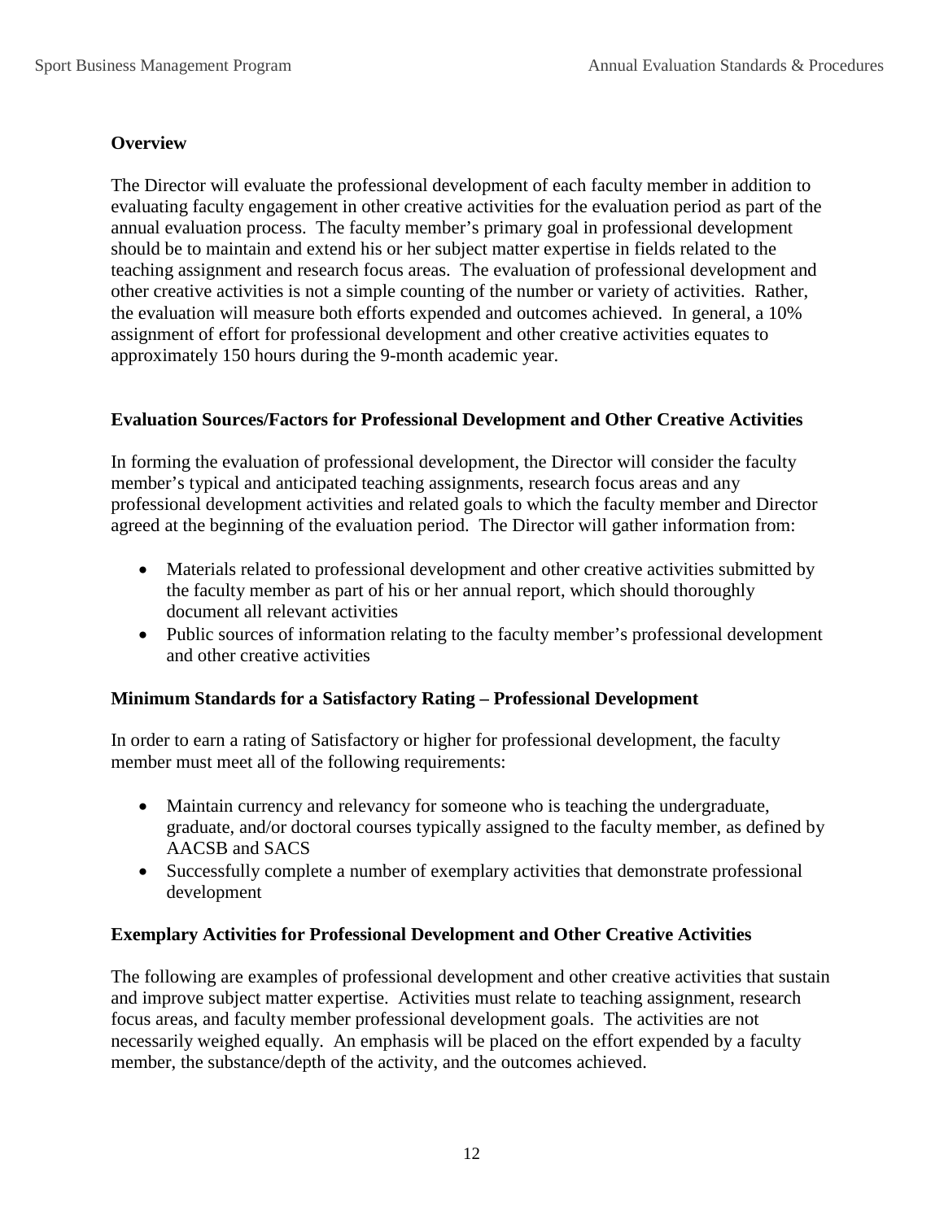## Overview

The Director will evaluate the professional development of each faculty member in addition to evaluating faculty engagement in other creative activities for the evaluation period as part of the annual evaluation process. The faculty member's primary goal in professional development should be to maintain and extend his or her subject matter expertise in fields related to the teaching assignment and research focus areas. The evaluation of professional development and other creative activities is not a simple counting of the number or variety of activities. Rather, the evaluation will measure both efforts expended and outcomes achieved. In general, a 10% assignment of effort for professional development and other creative activities equates to approximately 150 hours during the 9-month academic year.

## Evaluation Sources/Factors for Professional Development and Other Creative Activities

In forming the evaluation of professional development, the Director will consider the faculty member's typical and anticipated teaching assignments, research focus areas and any professional development activities and related goals to which the faculty member and Director agreed at the beginning of the evaluation period. The Director will gather information from:

- Materials related to professional development and other creative activities submitted by the faculty member as part of his or her annual report, which should thoroughly document all relevant activities
- Public sources of information relating to the faculty member's professional development and other creative activities

## Minimum Standards for a Satisfactory Rating – Professional Development

In order to earn a rating of Satisfactory or higher for professional development, the faculty member must meet all of the following requirements:

- Maintain currency and relevancy for someone who is teaching the undergraduate, graduate, and/or doctoral courses typically assigned to the faculty member, as defined by AACSB and SACS
- Successfully complete a number of exemplary activities that demonstrate professional development

## Exemplary Activities for Professional Development and Other Creative Activities

The following are examples of professional development and other creative activities that sustain and improve subject matter expertise. Activities must relate to teaching assignment, research focus areas, and faculty member professional development goals. The activities are not necessarily weighed equally. An emphasis will be placed on the effort expended by a faculty member, the substance/depth of the activity, and the outcomes achieved.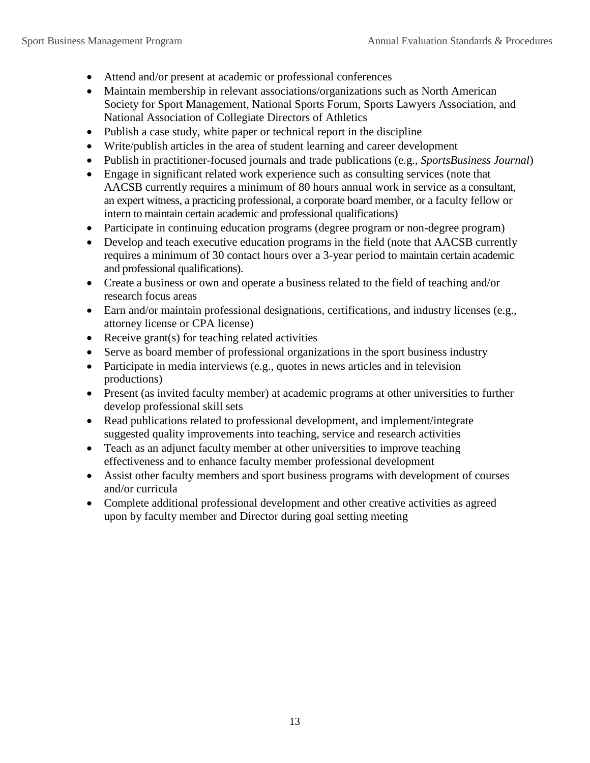- Attend and/or present at academic or professional conferences
- Maintain membership in relevant associations/organizations such as North American Society for Sport Management, National Sports Forum, Sports Lawyers Association, and National Association of Collegiate Directors of Athletics
- Publish a case study, white paper or technical report in the discipline
- Write/publish articles in the area of student learning and career development
- Publish in practitioner-focused journals and trade publications (e.g., *SportsBusiness Journal*)
- Engage in significant related work experience such as consulting services (note that AACSB currently requires a minimum of 80 hours annual work in service as a consultant, an expert witness, a practicing professional, a corporate board member, or a faculty fellow or intern to maintain certain academic and professional qualifications)
- Participate in continuing education programs (degree program or non-degree program)
- Develop and teach executive education programs in the field (note that AACSB currently requires a minimum of 30 contact hours over a 3-year period to maintain certain academic and professional qualifications).
- Create a business or own and operate a business related to the field of teaching and/or research focus areas
- Earn and/or maintain professional designations, certifications, and industry licenses (e.g., attorney license or CPA license)
- Receive grant(s) for teaching related activities
- Serve as board member of professional organizations in the sport business industry
- Participate in media interviews (e.g., quotes in news articles and in television productions)
- Present (as invited faculty member) at academic programs at other universities to further develop professional skill sets
- Read publications related to professional development, and implement/integrate suggested quality improvements into teaching, service and research activities
- Teach as an adjunct faculty member at other universities to improve teaching effectiveness and to enhance faculty member professional development
- Assist other faculty members and sport business programs with development of courses and/or curricula
- Complete additional professional development and other creative activities as agreed upon by faculty member and Director during goal setting meeting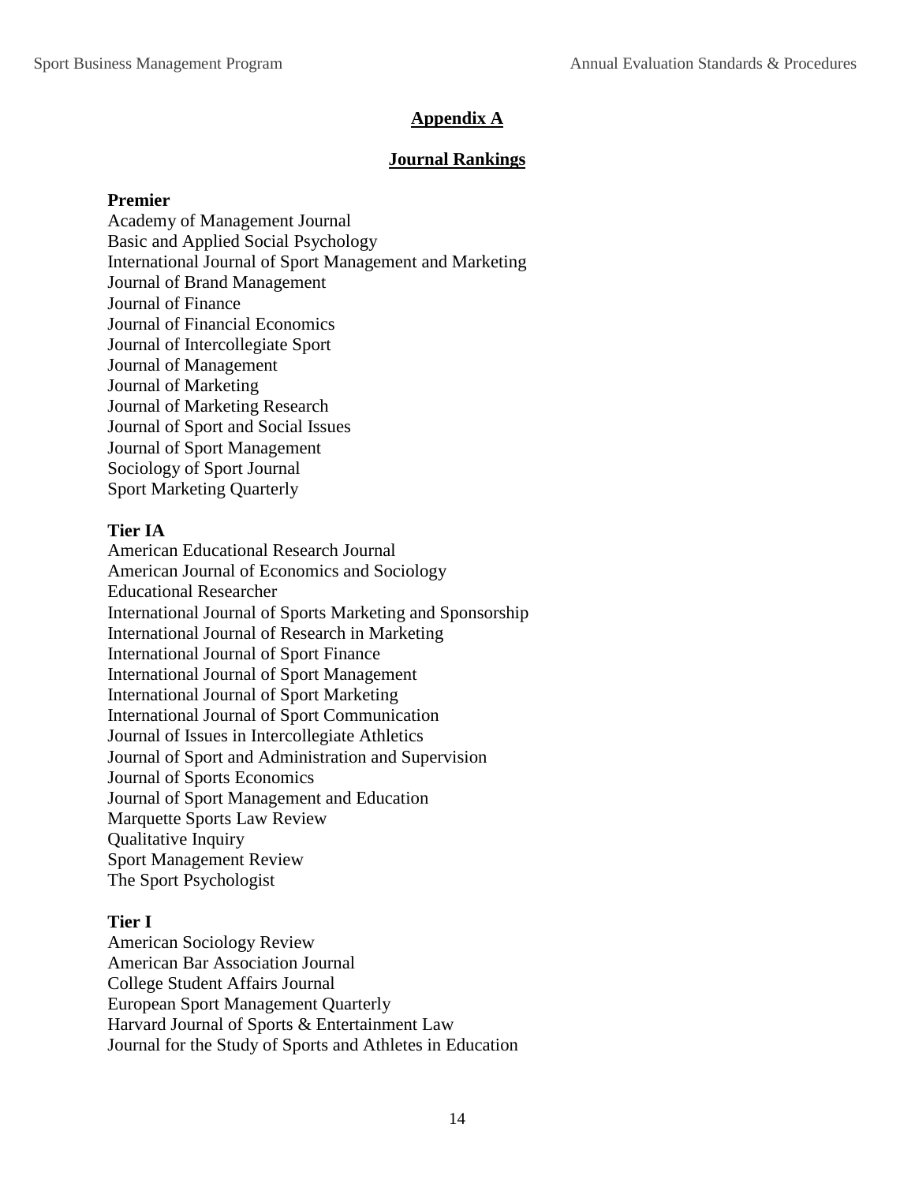## Appendix A

## Journal Rankings

**Premier**

Academy of Management Journal
Basic and Applied Social Psychology
International Journal of Sport Management and Marketing
Journal of Brand Management
Journal of Finance
Journal of Financial Economics
Journal of Intercollegiate Sport
Journal of Management
Journal of Marketing
Journal of Marketing Research
Journal of Sport and Social Issues
Journal of Sport Management
Sociology of Sport Journal
Sport Marketing Quarterly

**Tier IA**

American Educational Research Journal
American Journal of Economics and Sociology
Educational Researcher
International Journal of Sports Marketing and Sponsorship
International Journal of Research in Marketing
International Journal of Sport Finance
International Journal of Sport Management
International Journal of Sport Marketing
International Journal of Sport Communication
Journal of Issues in Intercollegiate Athletics
Journal of Sport and Administration and Supervision
Journal of Sports Economics
Journal of Sport Management and Education
Marquette Sports Law Review
Qualitative Inquiry
Sport Management Review
The Sport Psychologist

**Tier I**

American Sociology Review
American Bar Association Journal
College Student Affairs Journal
European Sport Management Quarterly
Harvard Journal of Sports & Entertainment Law
Journal for the Study of Sports and Athletes in Education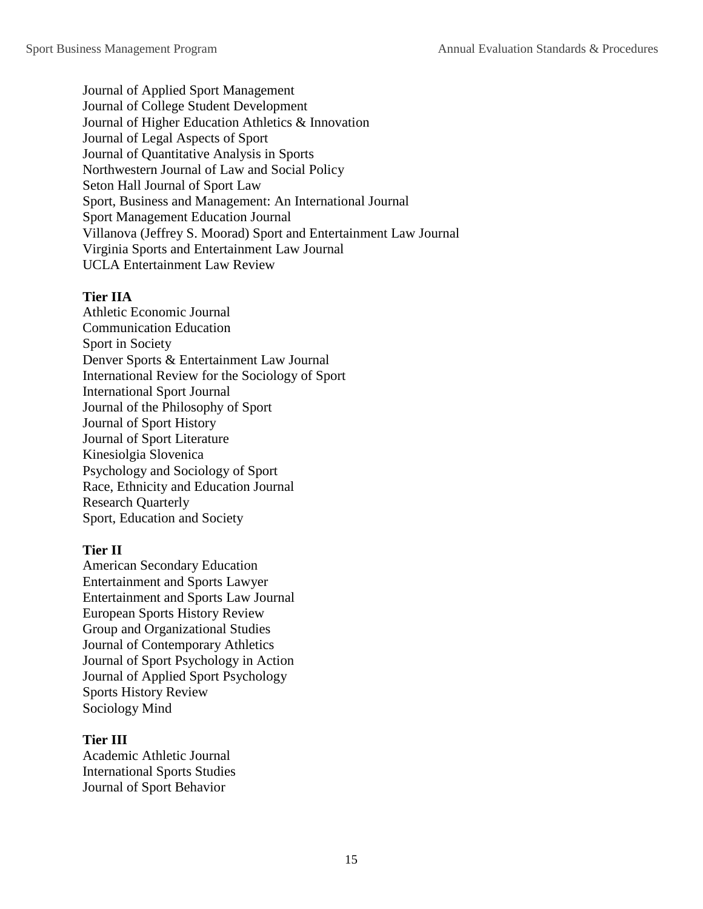Journal of Applied Sport Management
Journal of College Student Development
Journal of Higher Education Athletics & Innovation
Journal of Legal Aspects of Sport
Journal of Quantitative Analysis in Sports
Northwestern Journal of Law and Social Policy
Seton Hall Journal of Sport Law
Sport, Business and Management: An International Journal
Sport Management Education Journal
Villanova (Jeffrey S. Moorad) Sport and Entertainment Law Journal
Virginia Sports and Entertainment Law Journal
UCLA Entertainment Law Review

**Tier IIA**

Athletic Economic Journal
Communication Education
Sport in Society
Denver Sports & Entertainment Law Journal
International Review for the Sociology of Sport
International Sport Journal
Journal of the Philosophy of Sport
Journal of Sport History
Journal of Sport Literature
Kinesiolgia Slovenica
Psychology and Sociology of Sport
Race, Ethnicity and Education Journal
Research Quarterly
Sport, Education and Society

**Tier II**

American Secondary Education
Entertainment and Sports Lawyer
Entertainment and Sports Law Journal
European Sports History Review
Group and Organizational Studies
Journal of Contemporary Athletics
Journal of Sport Psychology in Action
Journal of Applied Sport Psychology
Sports History Review
Sociology Mind

**Tier III**

Academic Athletic Journal
International Sports Studies
Journal of Sport Behavior